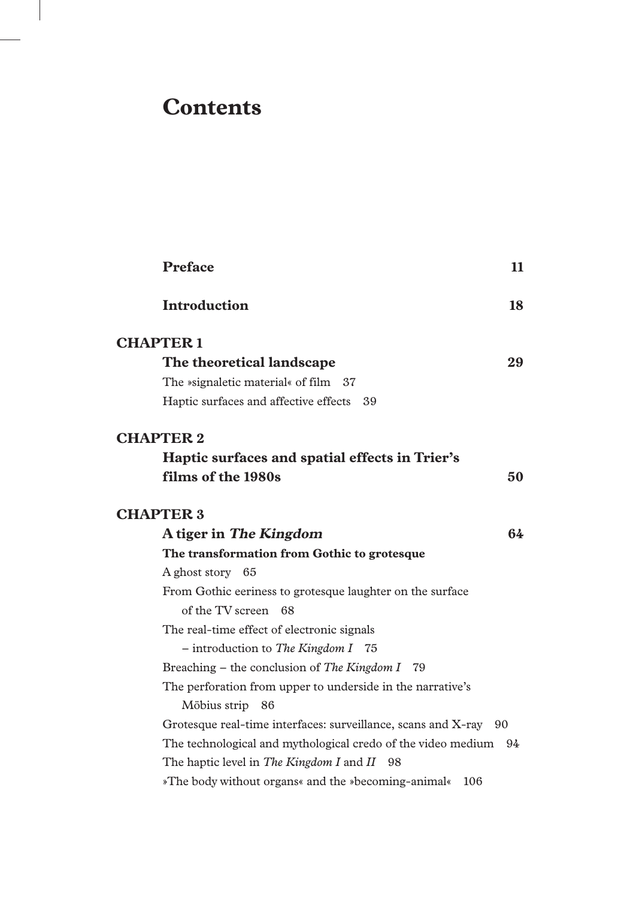# Contents

**Preface** 11

**Introduction** 18

**CHAPTER 1**

**The theoretical landscape** 29

The »signaletic material« of film 37

Haptic surfaces and affective effects 39

**CHAPTER 2**

**Haptic surfaces and spatial effects in Trier's films of the 1980s** 50

**CHAPTER 3**

**A tiger in *The Kingdom*** 64

**The transformation from Gothic to grotesque**

A ghost story 65

From Gothic eeriness to grotesque laughter on the surface of the TV screen 68

The real-time effect of electronic signals – introduction to *The Kingdom I* 75

Breaching – the conclusion of *The Kingdom I* 79

The perforation from upper to underside in the narrative's Möbius strip 86

Grotesque real-time interfaces: surveillance, scans and X-ray 90

The technological and mythological credo of the video medium 94

The haptic level in *The Kingdom I* and *II* 98

»The body without organs« and the »becoming-animal« 106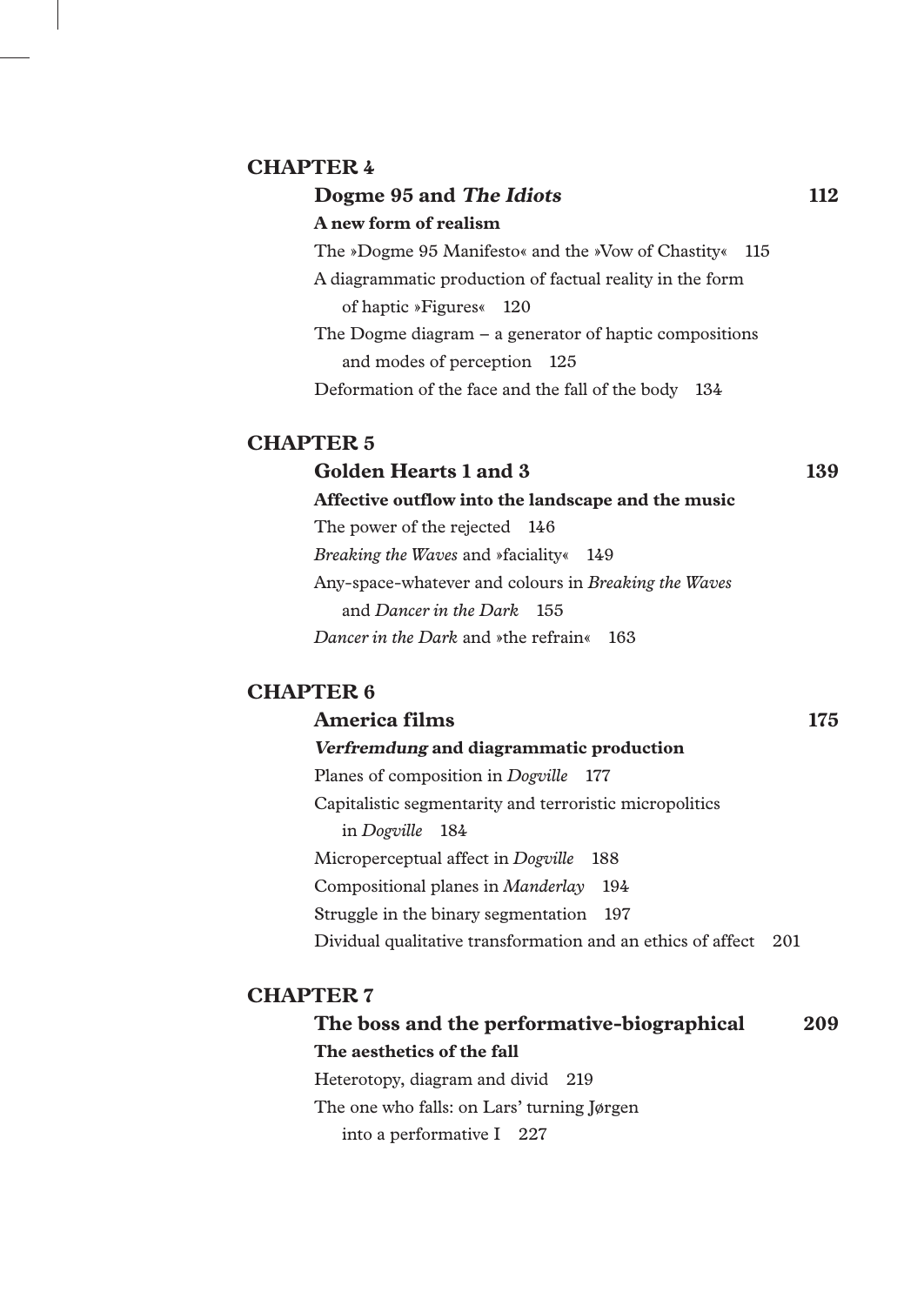**CHAPTER 4**

**Dogme 95 and *The Idiots*** 112

**A new form of realism**

The »Dogme 95 Manifesto« and the »Vow of Chastity« 115

A diagrammatic production of factual reality in the form of haptic »Figures« 120

The Dogme diagram – a generator of haptic compositions and modes of perception 125

Deformation of the face and the fall of the body 134

**CHAPTER 5**

**Golden Hearts 1 and 3** 139

**Affective outflow into the landscape and the music**

The power of the rejected 146

*Breaking the Waves* and »faciality« 149

Any-space-whatever and colours in *Breaking the Waves* and *Dancer in the Dark* 155

*Dancer in the Dark* and »the refrain« 163

**CHAPTER 6**

**America films** 175

***Verfremdung* and diagrammatic production**

Planes of composition in *Dogville* 177

Capitalistic segmentarity and terroristic micropolitics in *Dogville* 184

Microperceptual affect in *Dogville* 188

Compositional planes in *Manderlay* 194

Struggle in the binary segmentation 197

Dividual qualitative transformation and an ethics of affect 201

**CHAPTER 7**

**The boss and the performative-biographical** 209

**The aesthetics of the fall**

Heterotopy, diagram and divid 219

The one who falls: on Lars' turning Jørgen into a performative I 227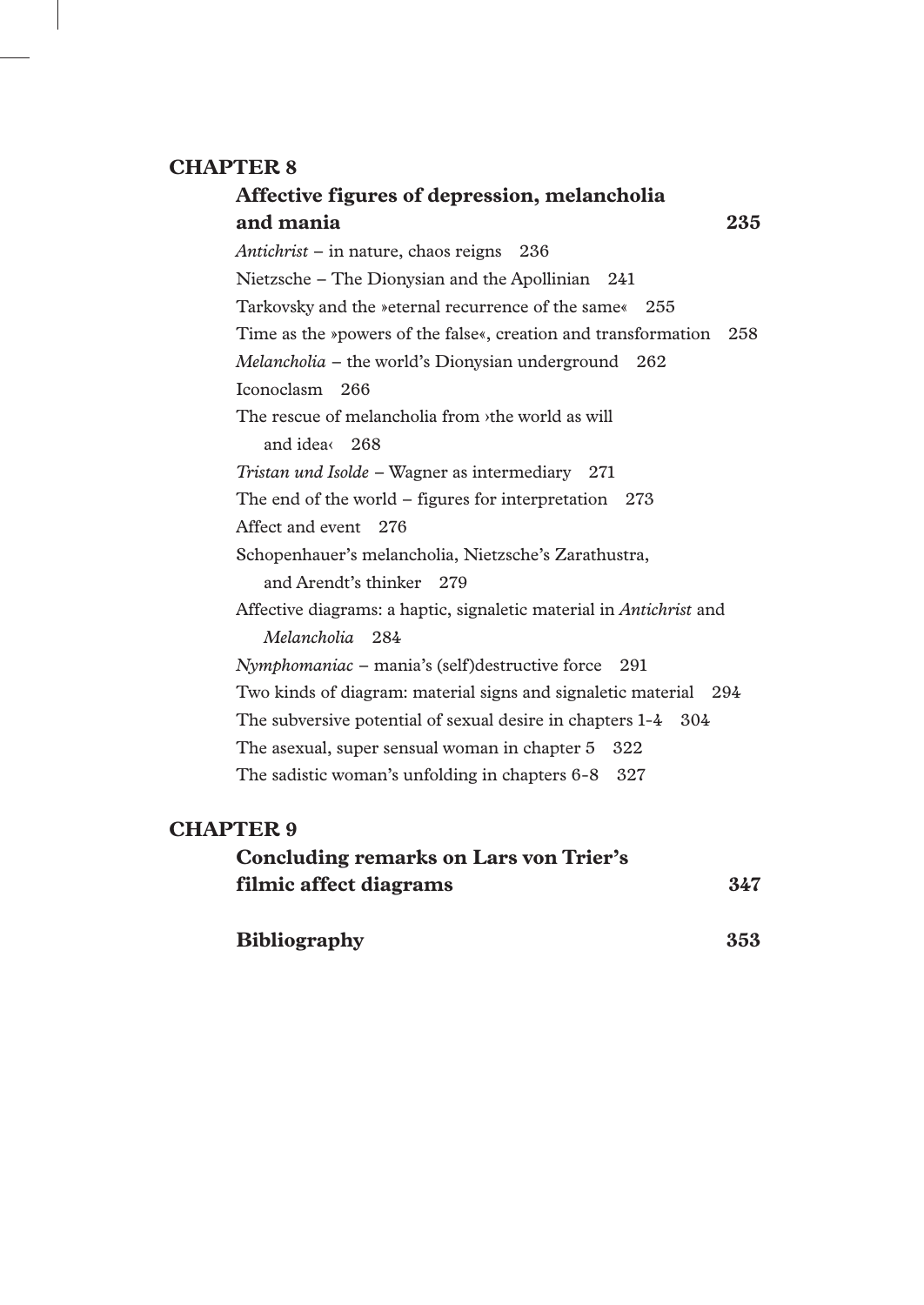## CHAPTER 8

**Affective figures of depression, melancholia and mania** **235**

*Antichrist* – in nature, chaos reigns 236
Nietzsche – The Dionysian and the Apollinian 241
Tarkovsky and the »eternal recurrence of the same« 255
Time as the »powers of the false«, creation and transformation 258
*Melancholia* – the world's Dionysian underground 262
Iconoclasm 266
The rescue of melancholia from ›the world as will and idea‹ 268
*Tristan und Isolde* – Wagner as intermediary 271
The end of the world – figures for interpretation 273
Affect and event 276
Schopenhauer's melancholia, Nietzsche's Zarathustra, and Arendt's thinker 279
Affective diagrams: a haptic, signaletic material in *Antichrist* and *Melancholia* 284
*Nymphomaniac* – mania's (self)destructive force 291
Two kinds of diagram: material signs and signaletic material 294
The subversive potential of sexual desire in chapters 1-4 304
The asexual, super sensual woman in chapter 5 322
The sadistic woman's unfolding in chapters 6-8 327

## CHAPTER 9

**Concluding remarks on Lars von Trier's filmic affect diagrams** **347**

**Bibliography** **353**